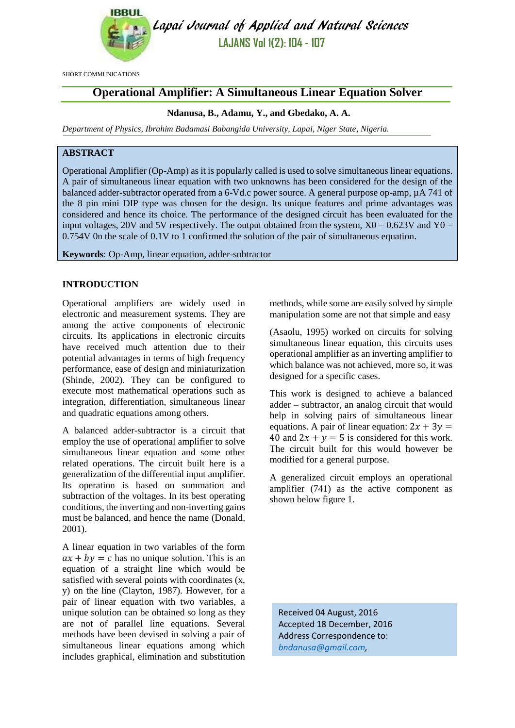SHORT COMMUNICATIONS

# Operational Amplifier: A Simultaneous Linear Equation Solver

**Ndanusa, B., Adamu, Y., and Gbedako, A. A.**

*Department of Physics, Ibrahim Badamasi Babangida University, Lapai, Niger State, Nigeria.*

## ABSTRACT

Operational Amplifier (Op-Amp) as it is popularly called is used to solve simultaneous linear equations. A pair of simultaneous linear equation with two unknowns has been considered for the design of the balanced adder-subtractor operated from a 6-Vd.c power source. A general purpose op-amp, µA 741 of the 8 pin mini DIP type was chosen for the design. Its unique features and prime advantages was considered and hence its choice. The performance of the designed circuit has been evaluated for the input voltages, 20V and 5V respectively. The output obtained from the system, X0 = 0.623V and Y0 = 0.754V 0n the scale of 0.1V to 1 confirmed the solution of the pair of simultaneous equation.

**Keywords**: Op-Amp, linear equation, adder-subtractor

## INTRODUCTION

Operational amplifiers are widely used in electronic and measurement systems. They are among the active components of electronic circuits. Its applications in electronic circuits have received much attention due to their potential advantages in terms of high frequency performance, ease of design and miniaturization (Shinde, 2002). They can be configured to execute most mathematical operations such as integration, differentiation, simultaneous linear and quadratic equations among others.

A balanced adder-subtractor is a circuit that employ the use of operational amplifier to solve simultaneous linear equation and some other related operations. The circuit built here is a generalization of the differential input amplifier. Its operation is based on summation and subtraction of the voltages. In its best operating conditions, the inverting and non-inverting gains must be balanced, and hence the name (Donald, 2001).

A linear equation in two variables of the form $ax + by = c$ has no unique solution. This is an equation of a straight line which would be satisfied with several points with coordinates (x, y) on the line (Clayton, 1987). However, for a pair of linear equation with two variables, a unique solution can be obtained so long as they are not of parallel line equations. Several methods have been devised in solving a pair of simultaneous linear equations among which includes graphical, elimination and substitution methods, while some are easily solved by simple manipulation some are not that simple and easy

(Asaolu, 1995) worked on circuits for solving simultaneous linear equation, this circuits uses operational amplifier as an inverting amplifier to which balance was not achieved, more so, it was designed for a specific cases.

This work is designed to achieve a balanced adder – subtractor, an analog circuit that would help in solving pairs of simultaneous linear equations. A pair of linear equation: $2x + 3y = 40$ and $2x + y = 5$ is considered for this work. The circuit built for this would however be modified for a general purpose.

A generalized circuit employs an operational amplifier (741) as the active component as shown below figure 1.

Received 04 August, 2016
Accepted 18 December, 2016
Address Correspondence to:
*bndanusa@gmail.com*,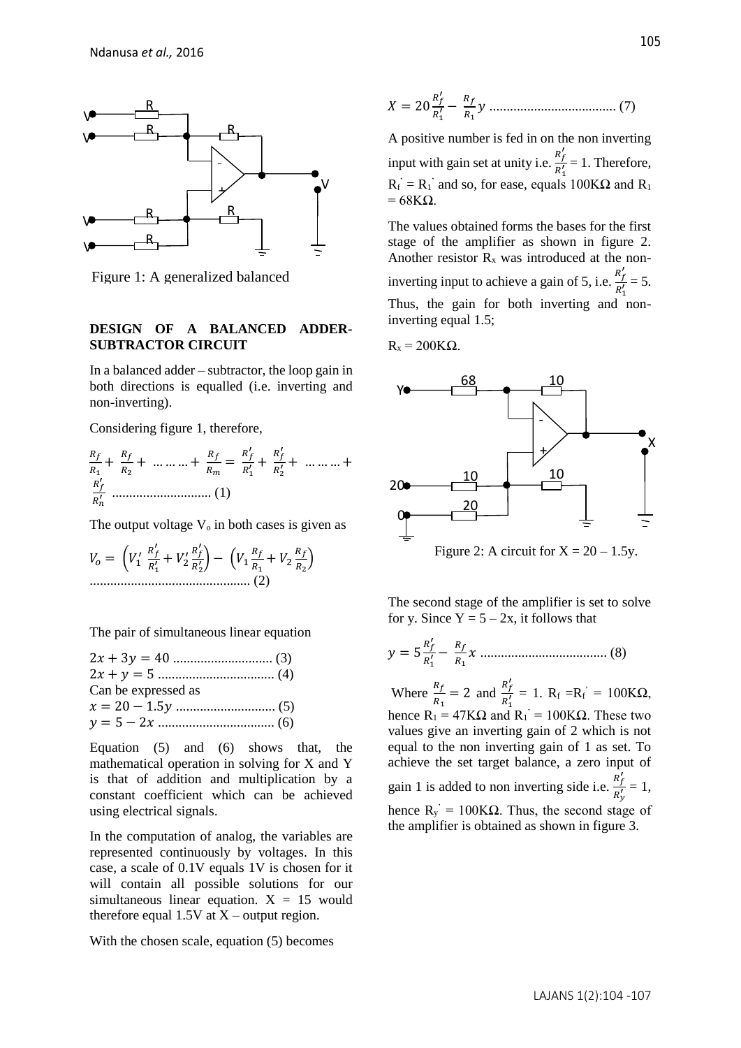Figure 1: A generalized balanced

## DESIGN OF A BALANCED ADDER-SUBTRACTOR CIRCUIT

In a balanced adder – subtractor, the loop gain in both directions is equalled (i.e. inverting and non-inverting).

Considering figure 1, therefore,

$$\frac{R_f}{R_1} + \frac{R_f}{R_2} + \ldots\ldots\ldots + \frac{R_f}{R_m} = \frac{R_f'}{R_1'} + \frac{R_f'}{R_2'} + \ldots\ldots\ldots + \frac{R_f'}{R_n'} \quad (1)$$

The output voltage $V_o$ in both cases is given as

$$V_o = \left(V_1' \frac{R_f'}{R_1'} + V_2' \frac{R_f'}{R_2'}\right) - \left(V_1 \frac{R_f}{R_1} + V_2 \frac{R_f}{R_2}\right) \quad (2)$$

The pair of simultaneous linear equation

$$2x + 3y = 40 \quad (3)$$
$$2x + y = 5 \quad (4)$$

Can be expressed as

$$x = 20 - 1.5y \quad (5)$$
$$y = 5 - 2x \quad (6)$$

Equation (5) and (6) shows that, the mathematical operation in solving for X and Y is that of addition and multiplication by a constant coefficient which can be achieved using electrical signals.

In the computation of analog, the variables are represented continuously by voltages. In this case, a scale of 0.1V equals 1V is chosen for it will contain all possible solutions for our simultaneous linear equation. X = 15 would therefore equal 1.5V at X – output region.

With the chosen scale, equation (5) becomes

$$X = 20\frac{R_f'}{R_1'} - \frac{R_f}{R_1}y \quad (7)$$

A positive number is fed in on the non inverting input with gain set at unity i.e. $\frac{R_f'}{R_1'} = 1$. Therefore, $R_f' = R_1'$ and so, for ease, equals 100KΩ and $R_1$ = 68KΩ.

The values obtained forms the bases for the first stage of the amplifier as shown in figure 2. Another resistor $R_x$ was introduced at the non-inverting input to achieve a gain of 5, i.e. $\frac{R_f'}{R_1'} = 5$. Thus, the gain for both inverting and non-inverting equal 1.5;

$R_x$ = 200KΩ.

Figure 2: A circuit for X = 20 – 1.5y.

The second stage of the amplifier is set to solve for y. Since Y = 5 – 2x, it follows that

$$y = 5\frac{R_f'}{R_1'} - \frac{R_f}{R_1}x \quad (8)$$

Where $\frac{R_f}{R_1} = 2$ and $\frac{R_f'}{R_1'} = 1$. $R_f = R_f'$ = 100KΩ, hence $R_1$ = 47KΩ and $R_1'$ = 100KΩ. These two values give an inverting gain of 2 which is not equal to the non inverting gain of 1 as set. To achieve the set target balance, a zero input of gain 1 is added to non inverting side i.e. $\frac{R_f'}{R_y'} = 1$, hence $R_y'$ = 100KΩ. Thus, the second stage of the amplifier is obtained as shown in figure 3.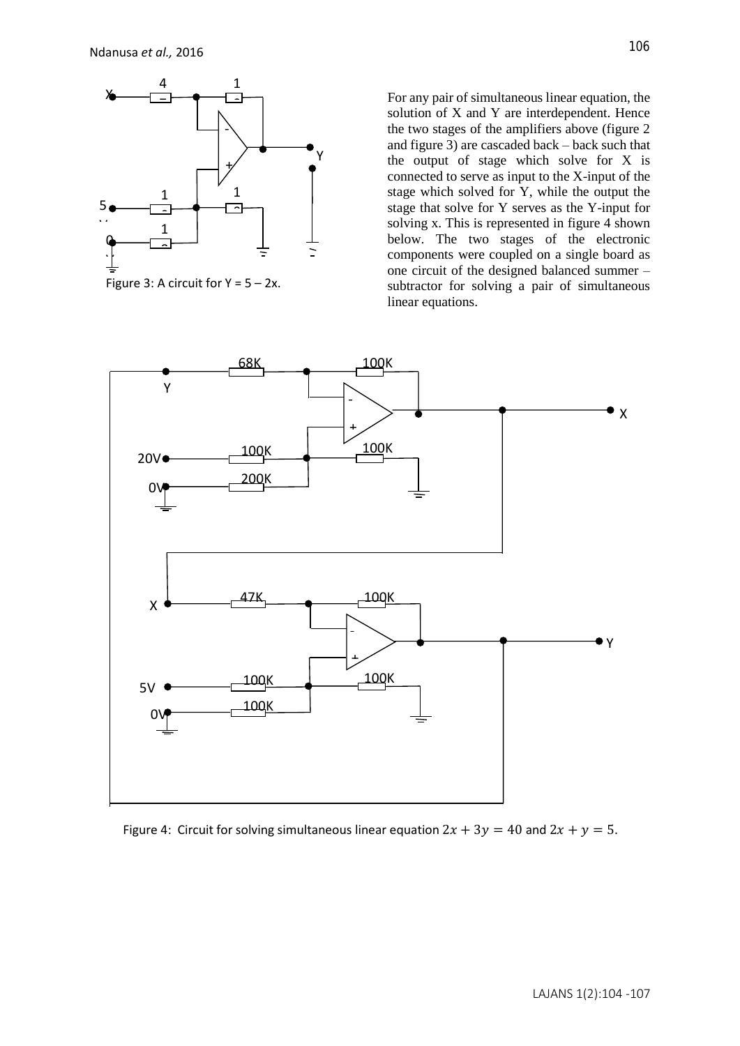Figure 3: A circuit for Y = 5 – 2x.

For any pair of simultaneous linear equation, the solution of X and Y are interdependent. Hence the two stages of the amplifiers above (figure 2 and figure 3) are cascaded back – back such that the output of stage which solve for X is connected to serve as input to the X-input of the stage which solved for Y, while the output the stage that solve for Y serves as the Y-input for solving x. This is represented in figure 4 shown below. The two stages of the electronic components were coupled on a single board as one circuit of the designed balanced summer – subtractor for solving a pair of simultaneous linear equations.

Figure 4: Circuit for solving simultaneous linear equation $2x + 3y = 40$ and $2x + y = 5$.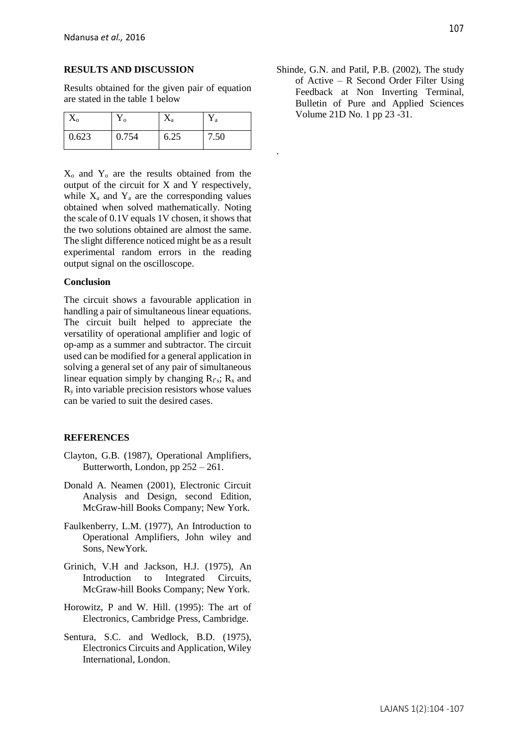## RESULTS AND DISCUSSION

Results obtained for the given pair of equation are stated in the table 1 below

| $X_o$ | $Y_o$ | $X_a$ | $Y_a$ |
|---|---|---|---|
| 0.623 | 0.754 | 6.25 | 7.50 |

$X_o$ and $Y_o$ are the results obtained from the output of the circuit for X and Y respectively, while $X_a$ and $Y_a$ are the corresponding values obtained when solved mathematically. Noting the scale of 0.1V equals 1V chosen, it shows that the two solutions obtained are almost the same. The slight difference noticed might be as a result experimental random errors in the reading output signal on the oscilloscope.

### Conclusion

The circuit shows a favourable application in handling a pair of simultaneous linear equations. The circuit built helped to appreciate the versatility of operational amplifier and logic of op-amp as a summer and subtractor. The circuit used can be modified for a general application in solving a general set of any pair of simultaneous linear equation simply by changing $R_{f's}$; $R_x$ and $R_y$ into variable precision resistors whose values can be varied to suit the desired cases.

## REFERENCES

Clayton, G.B. (1987), Operational Amplifiers, Butterworth, London, pp 252 – 261.

Donald A. Neamen (2001), Electronic Circuit Analysis and Design, second Edition, McGraw-hill Books Company; New York.

Faulkenberry, L.M. (1977), An Introduction to Operational Amplifiers, John wiley and Sons, NewYork.

Grinich, V.H and Jackson, H.J. (1975), An Introduction to Integrated Circuits, McGraw-hill Books Company; New York.

Horowitz, P and W. Hill. (1995): The art of Electronics, Cambridge Press, Cambridge.

Sentura, S.C. and Wedlock, B.D. (1975), Electronics Circuits and Application, Wiley International, London.

Shinde, G.N. and Patil, P.B. (2002), The study of Active – R Second Order Filter Using Feedback at Non Inverting Terminal, Bulletin of Pure and Applied Sciences Volume 21D No. 1 pp 23 -31.